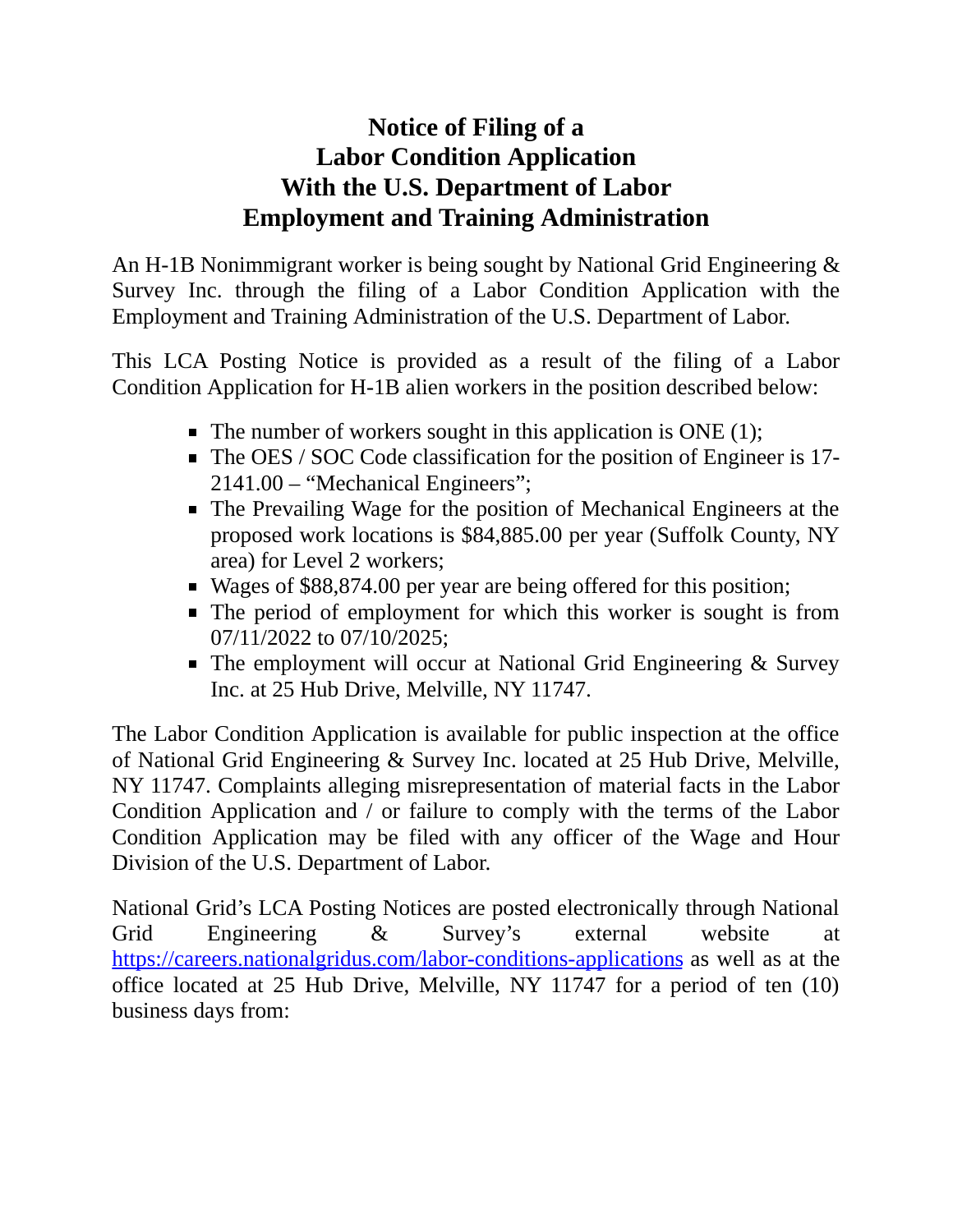# Notice of Filing of a Labor Condition Application With the U.S. Department of Labor Employment and Training Administration

An H-1B Nonimmigrant worker is being sought by National Grid Engineering & Survey Inc. through the filing of a Labor Condition Application with the Employment and Training Administration of the U.S. Department of Labor.

This LCA Posting Notice is provided as a result of the filing of a Labor Condition Application for H-1B alien workers in the position described below:

- The number of workers sought in this application is ONE (1);
- The OES / SOC Code classification for the position of Engineer is 17-2141.00 – "Mechanical Engineers";
- The Prevailing Wage for the position of Mechanical Engineers at the proposed work locations is $84,885.00 per year (Suffolk County, NY area) for Level 2 workers;
- Wages of $88,874.00 per year are being offered for this position;
- The period of employment for which this worker is sought is from 07/11/2022 to 07/10/2025;
- The employment will occur at National Grid Engineering & Survey Inc. at 25 Hub Drive, Melville, NY 11747.

The Labor Condition Application is available for public inspection at the office of National Grid Engineering & Survey Inc. located at 25 Hub Drive, Melville, NY 11747. Complaints alleging misrepresentation of material facts in the Labor Condition Application and / or failure to comply with the terms of the Labor Condition Application may be filed with any officer of the Wage and Hour Division of the U.S. Department of Labor.

National Grid's LCA Posting Notices are posted electronically through National Grid Engineering & Survey's external website at https://careers.nationalgridus.com/labor-conditions-applications as well as at the office located at 25 Hub Drive, Melville, NY 11747 for a period of ten (10) business days from: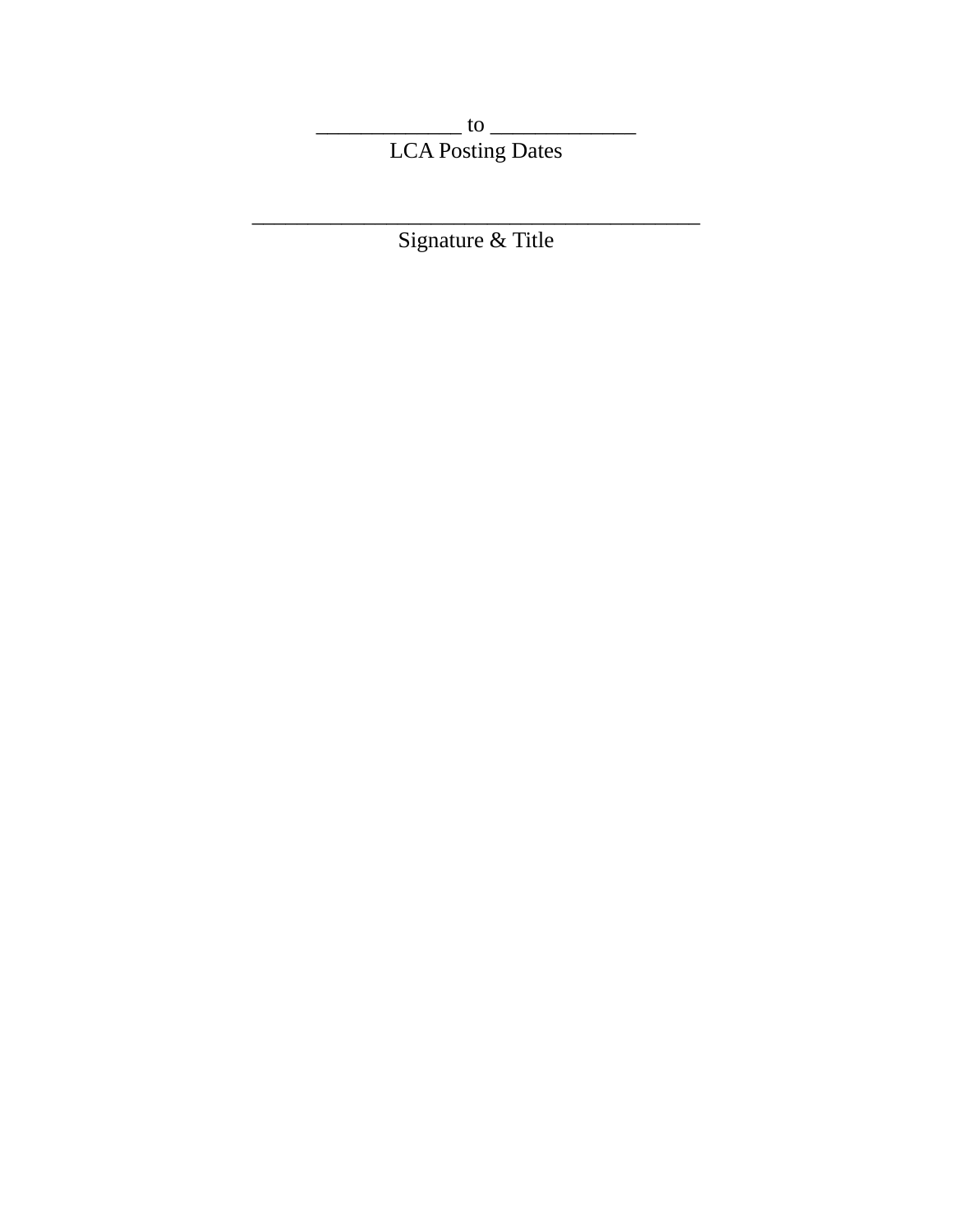_____________ to _____________
LCA Posting Dates

_________________________________________
Signature & Title